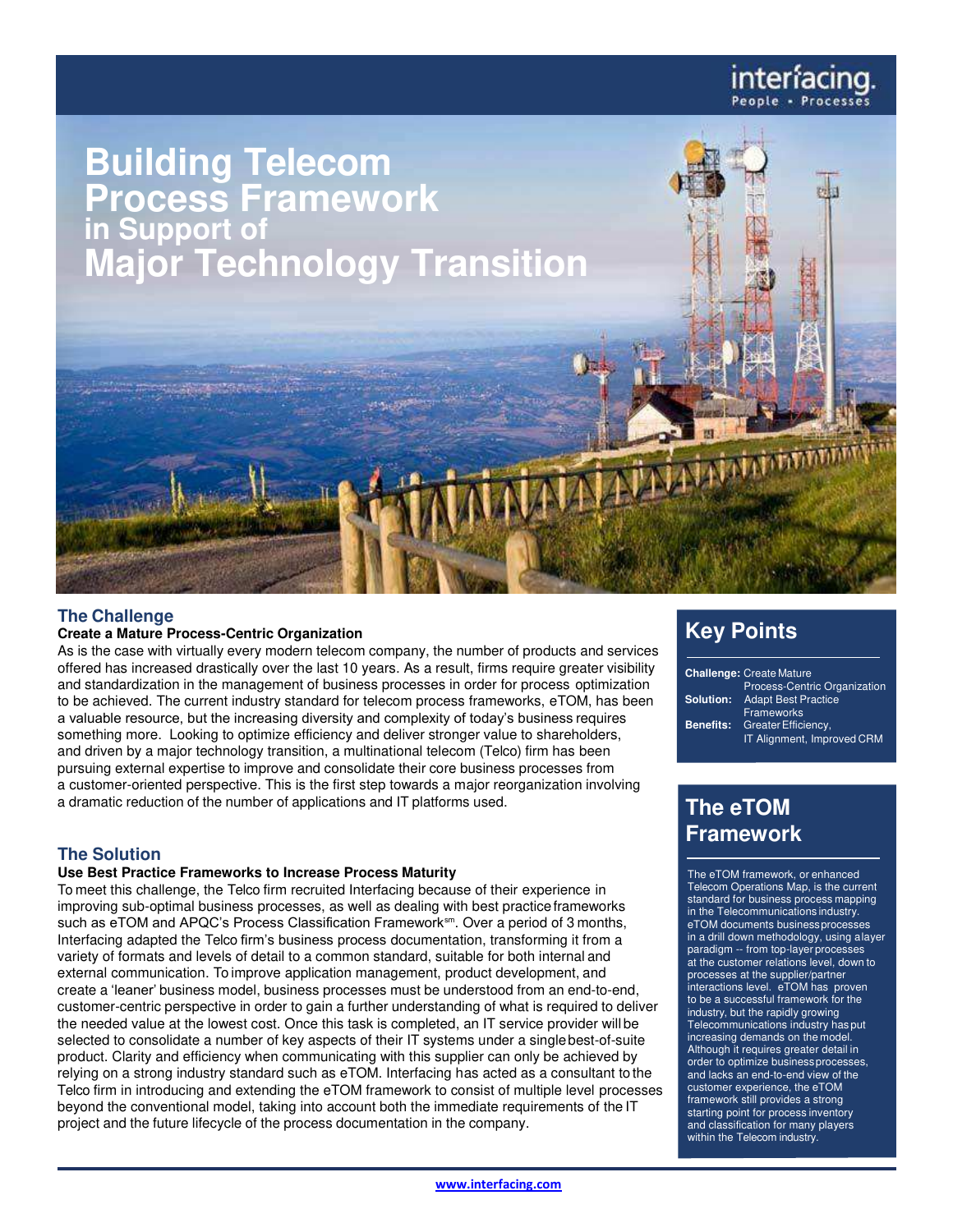# Building Telecom Process Framework in Support of Major Technology Transition

## The Challenge

**Create a Mature Process-Centric Organization**

As is the case with virtually every modern telecom company, the number of products and services offered has increased drastically over the last 10 years. As a result, firms require greater visibility and standardization in the management of business processes in order for process optimization to be achieved. The current industry standard for telecom process frameworks, eTOM, has been a valuable resource, but the increasing diversity and complexity of today's business requires something more. Looking to optimize efficiency and deliver stronger value to shareholders, and driven by a major technology transition, a multinational telecom (Telco) firm has been pursuing external expertise to improve and consolidate their core business processes from a customer-oriented perspective. This is the first step towards a major reorganization involving a dramatic reduction of the number of applications and IT platforms used.

## The Solution

**Use Best Practice Frameworks to Increase Process Maturity**

To meet this challenge, the Telco firm recruited Interfacing because of their experience in improving sub-optimal business processes, as well as dealing with best practice frameworks such as eTOM and APQC's Process Classification Framework℠. Over a period of 3 months, Interfacing adapted the Telco firm's business process documentation, transforming it from a variety of formats and levels of detail to a common standard, suitable for both internal and external communication. To improve application management, product development, and create a 'leaner' business model, business processes must be understood from an end-to-end, customer-centric perspective in order to gain a further understanding of what is required to deliver the needed value at the lowest cost. Once this task is completed, an IT service provider will be selected to consolidate a number of key aspects of their IT systems under a single best-of-suite product. Clarity and efficiency when communicating with this supplier can only be achieved by relying on a strong industry standard such as eTOM. Interfacing has acted as a consultant to the Telco firm in introducing and extending the eTOM framework to consist of multiple level processes beyond the conventional model, taking into account both the immediate requirements of the IT project and the future lifecycle of the process documentation in the company.

## Key Points

**Challenge:** Create Mature Process-Centric Organization
**Solution:** Adapt Best Practice Frameworks
**Benefits:** Greater Efficiency, IT Alignment, Improved CRM

## The eTOM Framework

The eTOM framework, or enhanced Telecom Operations Map, is the current standard for business process mapping in the Telecommunications industry. eTOM documents business processes in a drill down methodology, using a layer paradigm -- from top-layer processes at the customer relations level, down to processes at the supplier/partner interactions level. eTOM has proven to be a successful framework for the industry, but the rapidly growing Telecommunications industry has put increasing demands on the model. Although it requires greater detail in order to optimize business processes, and lacks an end-to-end view of the customer experience, the eTOM framework still provides a strong starting point for process inventory and classification for many players within the Telecom industry.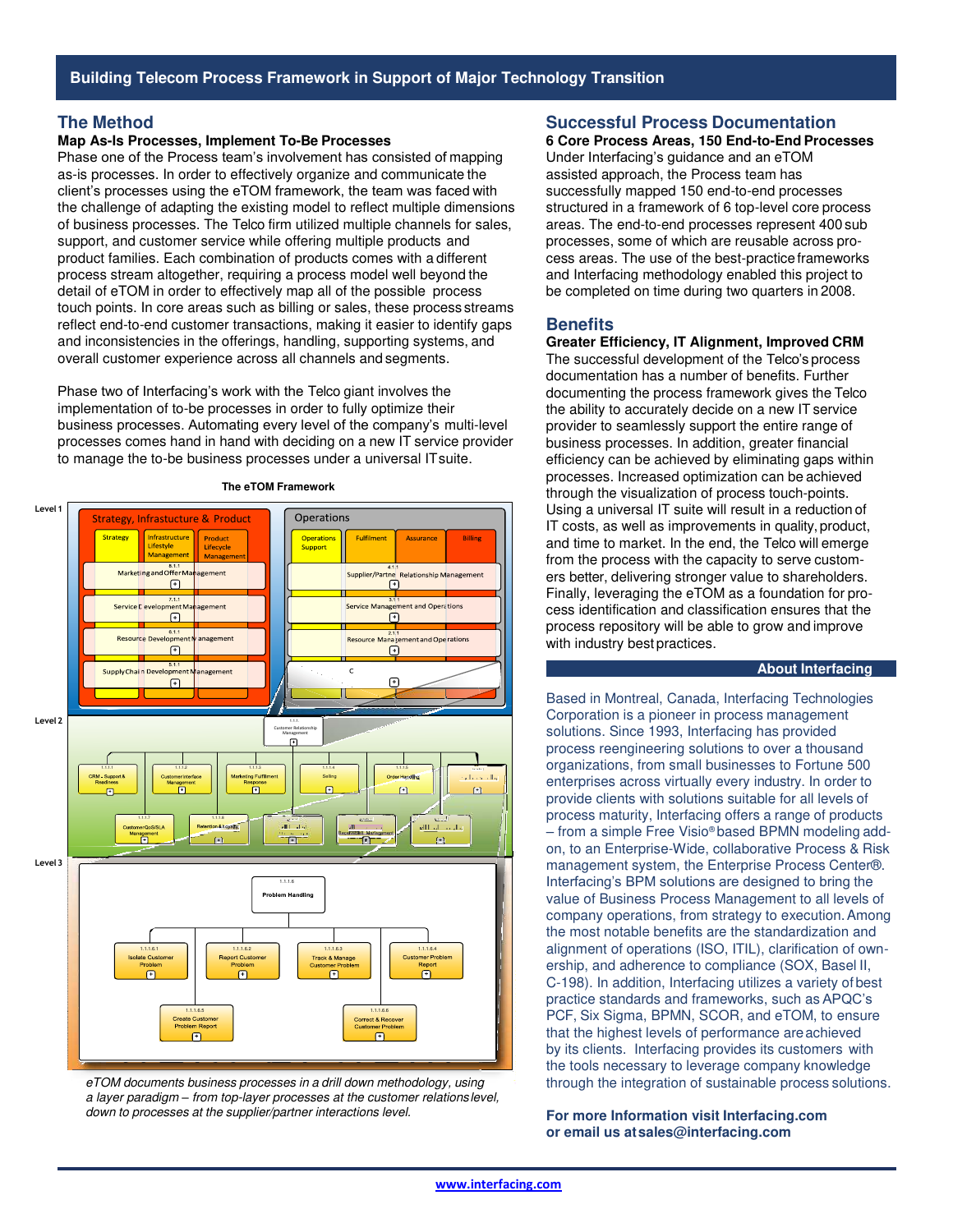## Building Telecom Process Framework in Support of Major Technology Transition

## The Method

**Map As-Is Processes, Implement To-Be Processes**

Phase one of the Process team's involvement has consisted of mapping as-is processes. In order to effectively organize and communicate the client's processes using the eTOM framework, the team was faced with the challenge of adapting the existing model to reflect multiple dimensions of business processes. The Telco firm utilized multiple channels for sales, support, and customer service while offering multiple products and product families. Each combination of products comes with a different process stream altogether, requiring a process model well beyond the detail of eTOM in order to effectively map all of the possible process touch points. In core areas such as billing or sales, these process streams reflect end-to-end customer transactions, making it easier to identify gaps and inconsistencies in the offerings, handling, supporting systems, and overall customer experience across all channels and segments.

Phase two of Interfacing's work with the Telco giant involves the implementation of to-be processes in order to fully optimize their business processes. Automating every level of the company's multi-level processes comes hand in hand with deciding on a new IT service provider to manage the to-be business processes under a universal IT suite.

**The eTOM Framework**

Level 1

Strategy, Infrastucture & Product

Strategy

Infrastructure Lifestyle Management

Product Lifecycle Management

Marketing and Offer Management

Service Development Management

Resource Development Management

Supply Chain Development Management

Operations

Operations Support

Fulfilment

Assurance

Billing

Supplier/Partner Relationship Management

Service Management and Operations

Resource Management and Operations

Level 2

Customer Relationship Management

CRM - Support & Readiness

Customer Interface Management

Marketing Fulfillment Response

Selling

Order Handling

Customer QoS/SLA Management

Retention & Loyalty

Level 3

Problem Handling

Isolate Customer Problem

Report Customer Problem

Track & Manage Customer Problem

Customer Problem Report

Create Customer Problem Report

Correct & Recover Customer Problem

*eTOM documents business processes in a drill down methodology, using a layer paradigm – from top-layer processes at the customer relations level, down to processes at the supplier/partner interactions level.*

## Successful Process Documentation

**6 Core Process Areas, 150 End-to-End Processes**

Under Interfacing's guidance and an eTOM assisted approach, the Process team has successfully mapped 150 end-to-end processes structured in a framework of 6 top-level core process areas. The end-to-end processes represent 400 sub processes, some of which are reusable across process areas. The use of the best-practice frameworks and Interfacing methodology enabled this project to be completed on time during two quarters in 2008.

## Benefits

**Greater Efficiency, IT Alignment, Improved CRM**

The successful development of the Telco's process documentation has a number of benefits. Further documenting the process framework gives the Telco the ability to accurately decide on a new IT service provider to seamlessly support the entire range of business processes. In addition, greater financial efficiency can be achieved by eliminating gaps within processes. Increased optimization can be achieved through the visualization of process touch-points. Using a universal IT suite will result in a reduction of IT costs, as well as improvements in quality, product, and time to market. In the end, the Telco will emerge from the process with the capacity to serve customers better, delivering stronger value to shareholders. Finally, leveraging the eTOM as a foundation for process identification and classification ensures that the process repository will be able to grow and improve with industry best practices.

### About Interfacing

Based in Montreal, Canada, Interfacing Technologies Corporation is a pioneer in process management solutions. Since 1993, Interfacing has provided process reengineering solutions to over a thousand organizations, from small businesses to Fortune 500 enterprises across virtually every industry. In order to provide clients with solutions suitable for all levels of process maturity, Interfacing offers a range of products – from a simple Free Visio® based BPMN modeling add-on, to an Enterprise-Wide, collaborative Process & Risk management system, the Enterprise Process Center®. Interfacing's BPM solutions are designed to bring the value of Business Process Management to all levels of company operations, from strategy to execution. Among the most notable benefits are the standardization and alignment of operations (ISO, ITIL), clarification of ownership, and adherence to compliance (SOX, Basel II, C-198). In addition, Interfacing utilizes a variety of best practice standards and frameworks, such as APQC's PCF, Six Sigma, BPMN, SCOR, and eTOM, to ensure that the highest levels of performance are achieved by its clients. Interfacing provides its customers with the tools necessary to leverage company knowledge through the integration of sustainable process solutions.

**For more Information visit Interfacing.com or email us at sales@interfacing.com**

www.interfacing.com